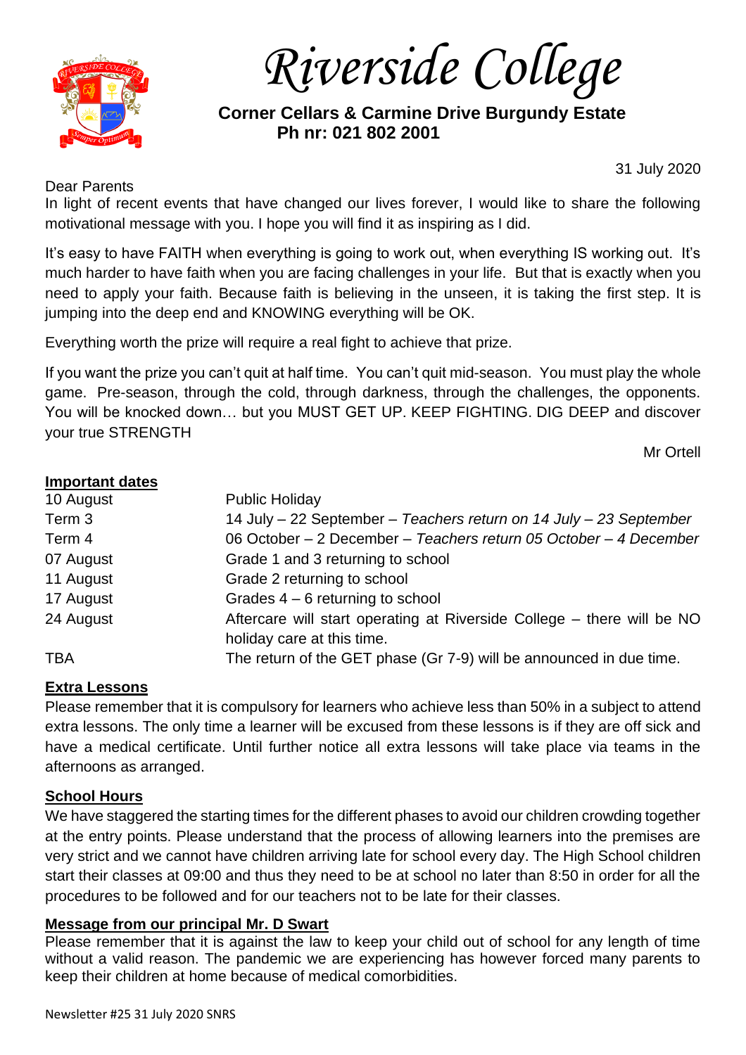# Riverside College

**Corner Cellars & Carmine Drive Burgundy Estate**
**Ph nr: 021 802 2001**

31 July 2020

Dear Parents

In light of recent events that have changed our lives forever, I would like to share the following motivational message with you. I hope you will find it as inspiring as I did.

It's easy to have FAITH when everything is going to work out, when everything IS working out. It's much harder to have faith when you are facing challenges in your life. But that is exactly when you need to apply your faith. Because faith is believing in the unseen, it is taking the first step. It is jumping into the deep end and KNOWING everything will be OK.

Everything worth the prize will require a real fight to achieve that prize.

If you want the prize you can't quit at half time. You can't quit mid-season. You must play the whole game. Pre-season, through the cold, through darkness, through the challenges, the opponents. You will be knocked down… but you MUST GET UP. KEEP FIGHTING. DIG DEEP and discover your true STRENGTH

Mr Ortell

## Important dates

| | |
|---|---|
| 10 August | Public Holiday |
| Term 3 | 14 July – 22 September – *Teachers return on 14 July – 23 September* |
| Term 4 | 06 October – 2 December – *Teachers return 05 October – 4 December* |
| 07 August | Grade 1 and 3 returning to school |
| 11 August | Grade 2 returning to school |
| 17 August | Grades 4 – 6 returning to school |
| 24 August | Aftercare will start operating at Riverside College – there will be NO holiday care at this time. |
| TBA | The return of the GET phase (Gr 7-9) will be announced in due time. |

## Extra Lessons

Please remember that it is compulsory for learners who achieve less than 50% in a subject to attend extra lessons. The only time a learner will be excused from these lessons is if they are off sick and have a medical certificate. Until further notice all extra lessons will take place via teams in the afternoons as arranged.

## School Hours

We have staggered the starting times for the different phases to avoid our children crowding together at the entry points. Please understand that the process of allowing learners into the premises are very strict and we cannot have children arriving late for school every day. The High School children start their classes at 09:00 and thus they need to be at school no later than 8:50 in order for all the procedures to be followed and for our teachers not to be late for their classes.

## Message from our principal Mr. D Swart

Please remember that it is against the law to keep your child out of school for any length of time without a valid reason. The pandemic we are experiencing has however forced many parents to keep their children at home because of medical comorbidities.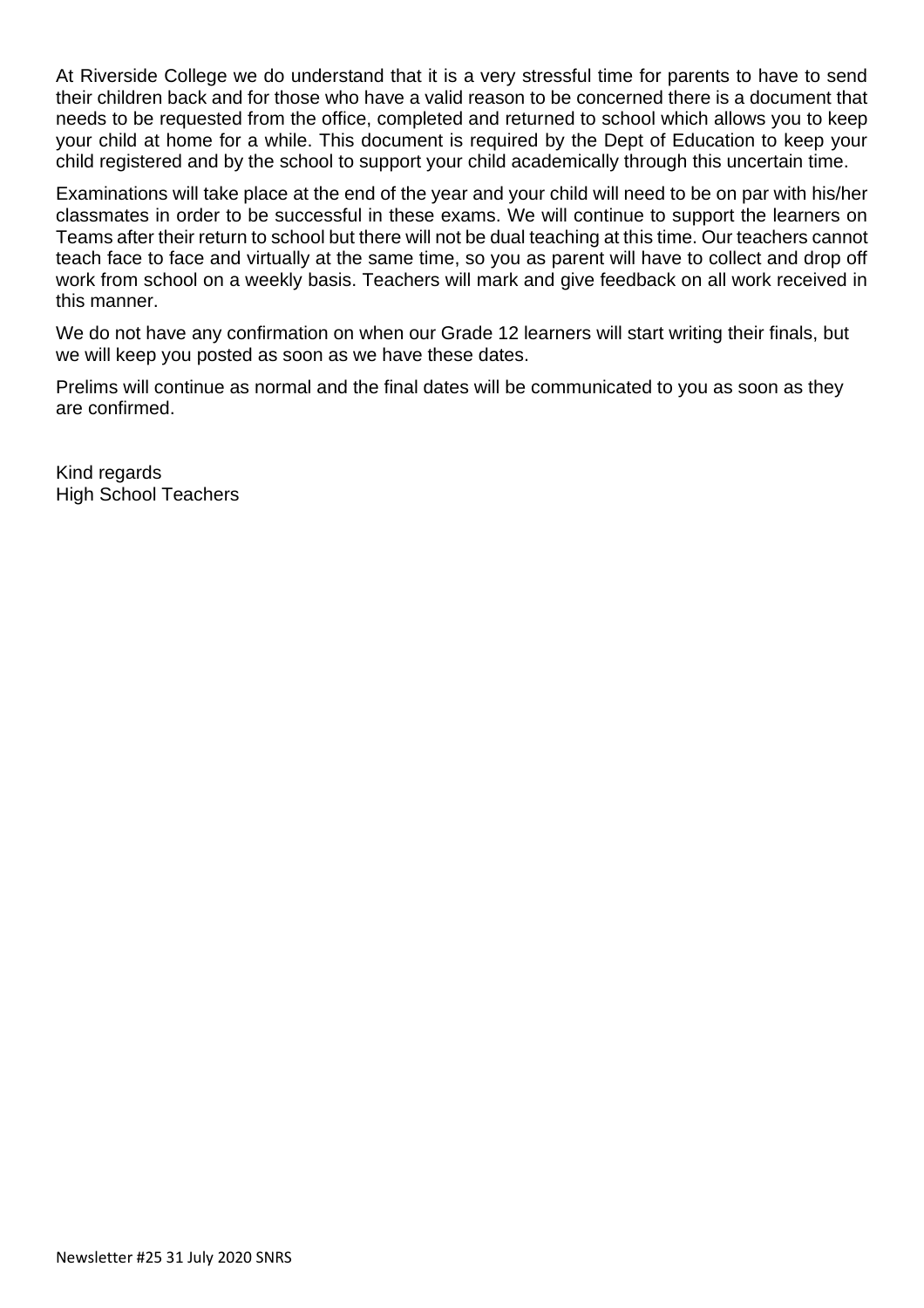At Riverside College we do understand that it is a very stressful time for parents to have to send their children back and for those who have a valid reason to be concerned there is a document that needs to be requested from the office, completed and returned to school which allows you to keep your child at home for a while. This document is required by the Dept of Education to keep your child registered and by the school to support your child academically through this uncertain time.

Examinations will take place at the end of the year and your child will need to be on par with his/her classmates in order to be successful in these exams. We will continue to support the learners on Teams after their return to school but there will not be dual teaching at this time. Our teachers cannot teach face to face and virtually at the same time, so you as parent will have to collect and drop off work from school on a weekly basis. Teachers will mark and give feedback on all work received in this manner.

We do not have any confirmation on when our Grade 12 learners will start writing their finals, but we will keep you posted as soon as we have these dates.

Prelims will continue as normal and the final dates will be communicated to you as soon as they are confirmed.

Kind regards
High School Teachers